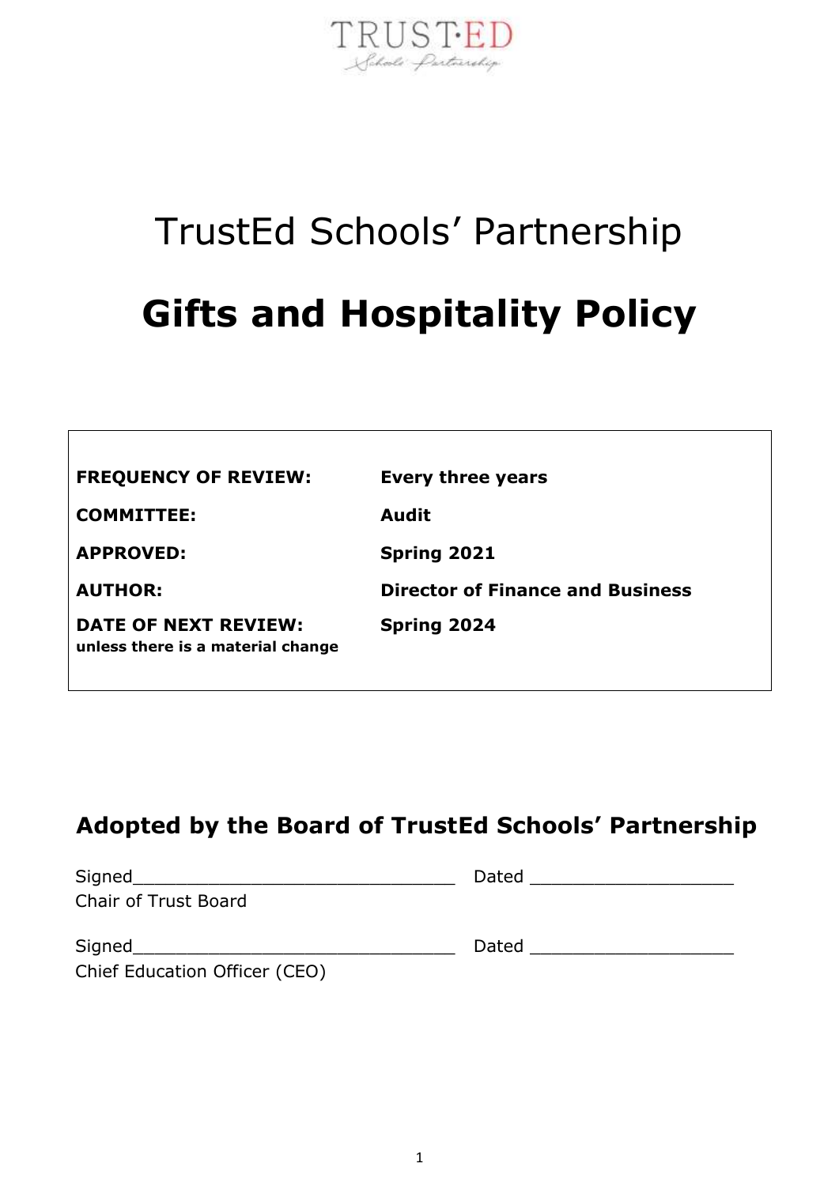TRUST·ED
Schools' Partnership

# TrustEd Schools' Partnership

# Gifts and Hospitality Policy

| | |
|---|---|
| **FREQUENCY OF REVIEW:** | **Every three years** |
| **COMMITTEE:** | **Audit** |
| **APPROVED:** | **Spring 2021** |
| **AUTHOR:** | **Director of Finance and Business** |
| **DATE OF NEXT REVIEW:** **unless there is a material change** | **Spring 2024** |

## Adopted by the Board of TrustEd Schools' Partnership

Signed_______________________________ Dated ___________________
Chair of Trust Board

Signed_______________________________ Dated ___________________
Chief Education Officer (CEO)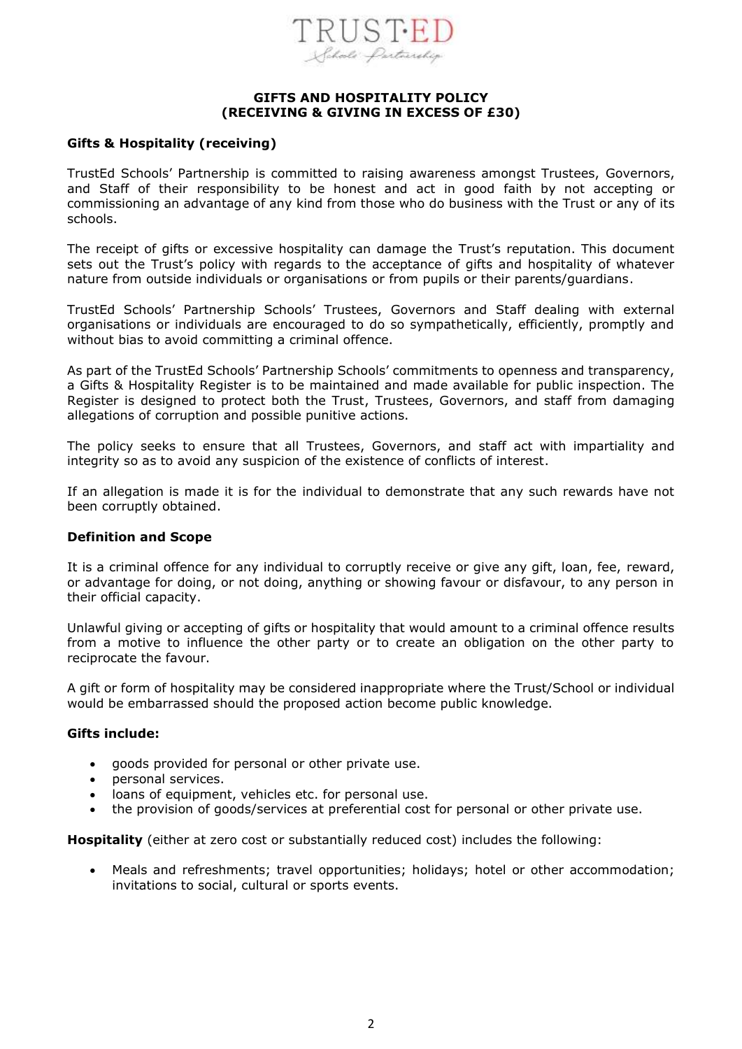# GIFTS AND HOSPITALITY POLICY (RECEIVING & GIVING IN EXCESS OF £30)

## Gifts & Hospitality (receiving)

TrustEd Schools' Partnership is committed to raising awareness amongst Trustees, Governors, and Staff of their responsibility to be honest and act in good faith by not accepting or commissioning an advantage of any kind from those who do business with the Trust or any of its schools.

The receipt of gifts or excessive hospitality can damage the Trust's reputation. This document sets out the Trust's policy with regards to the acceptance of gifts and hospitality of whatever nature from outside individuals or organisations or from pupils or their parents/guardians.

TrustEd Schools' Partnership Schools' Trustees, Governors and Staff dealing with external organisations or individuals are encouraged to do so sympathetically, efficiently, promptly and without bias to avoid committing a criminal offence.

As part of the TrustEd Schools' Partnership Schools' commitments to openness and transparency, a Gifts & Hospitality Register is to be maintained and made available for public inspection. The Register is designed to protect both the Trust, Trustees, Governors, and staff from damaging allegations of corruption and possible punitive actions.

The policy seeks to ensure that all Trustees, Governors, and staff act with impartiality and integrity so as to avoid any suspicion of the existence of conflicts of interest.

If an allegation is made it is for the individual to demonstrate that any such rewards have not been corruptly obtained.

## Definition and Scope

It is a criminal offence for any individual to corruptly receive or give any gift, loan, fee, reward, or advantage for doing, or not doing, anything or showing favour or disfavour, to any person in their official capacity.

Unlawful giving or accepting of gifts or hospitality that would amount to a criminal offence results from a motive to influence the other party or to create an obligation on the other party to reciprocate the favour.

A gift or form of hospitality may be considered inappropriate where the Trust/School or individual would be embarrassed should the proposed action become public knowledge.

### Gifts include:

- goods provided for personal or other private use.
- personal services.
- loans of equipment, vehicles etc. for personal use.
- the provision of goods/services at preferential cost for personal or other private use.

**Hospitality** (either at zero cost or substantially reduced cost) includes the following:

- Meals and refreshments; travel opportunities; holidays; hotel or other accommodation; invitations to social, cultural or sports events.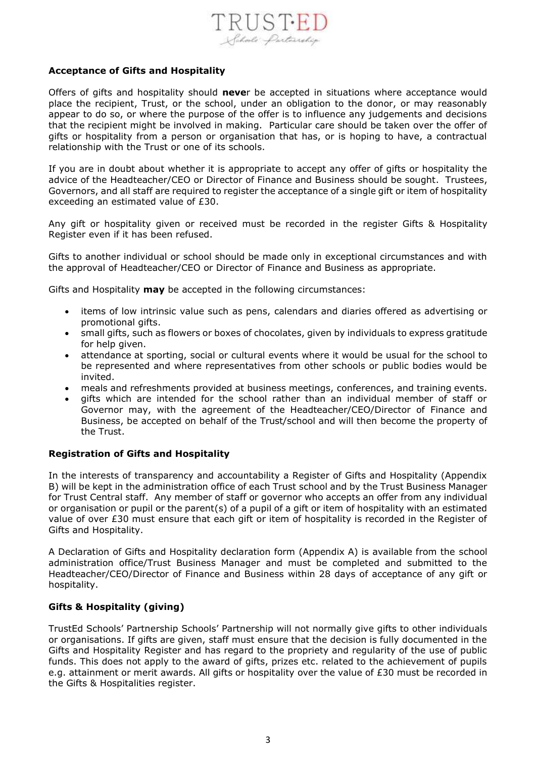### Acceptance of Gifts and Hospitality

Offers of gifts and hospitality should **neve**r be accepted in situations where acceptance would place the recipient, Trust, or the school, under an obligation to the donor, or may reasonably appear to do so, or where the purpose of the offer is to influence any judgements and decisions that the recipient might be involved in making. Particular care should be taken over the offer of gifts or hospitality from a person or organisation that has, or is hoping to have, a contractual relationship with the Trust or one of its schools.

If you are in doubt about whether it is appropriate to accept any offer of gifts or hospitality the advice of the Headteacher/CEO or Director of Finance and Business should be sought. Trustees, Governors, and all staff are required to register the acceptance of a single gift or item of hospitality exceeding an estimated value of £30.

Any gift or hospitality given or received must be recorded in the register Gifts & Hospitality Register even if it has been refused.

Gifts to another individual or school should be made only in exceptional circumstances and with the approval of Headteacher/CEO or Director of Finance and Business as appropriate.

Gifts and Hospitality **may** be accepted in the following circumstances:

- items of low intrinsic value such as pens, calendars and diaries offered as advertising or promotional gifts.
- small gifts, such as flowers or boxes of chocolates, given by individuals to express gratitude for help given.
- attendance at sporting, social or cultural events where it would be usual for the school to be represented and where representatives from other schools or public bodies would be invited.
- meals and refreshments provided at business meetings, conferences, and training events.
- gifts which are intended for the school rather than an individual member of staff or Governor may, with the agreement of the Headteacher/CEO/Director of Finance and Business, be accepted on behalf of the Trust/school and will then become the property of the Trust.

### Registration of Gifts and Hospitality

In the interests of transparency and accountability a Register of Gifts and Hospitality (Appendix B) will be kept in the administration office of each Trust school and by the Trust Business Manager for Trust Central staff. Any member of staff or governor who accepts an offer from any individual or organisation or pupil or the parent(s) of a pupil of a gift or item of hospitality with an estimated value of over £30 must ensure that each gift or item of hospitality is recorded in the Register of Gifts and Hospitality.

A Declaration of Gifts and Hospitality declaration form (Appendix A) is available from the school administration office/Trust Business Manager and must be completed and submitted to the Headteacher/CEO/Director of Finance and Business within 28 days of acceptance of any gift or hospitality.

### Gifts & Hospitality (giving)

TrustEd Schools' Partnership Schools' Partnership will not normally give gifts to other individuals or organisations. If gifts are given, staff must ensure that the decision is fully documented in the Gifts and Hospitality Register and has regard to the propriety and regularity of the use of public funds. This does not apply to the award of gifts, prizes etc. related to the achievement of pupils e.g. attainment or merit awards. All gifts or hospitality over the value of £30 must be recorded in the Gifts & Hospitalities register.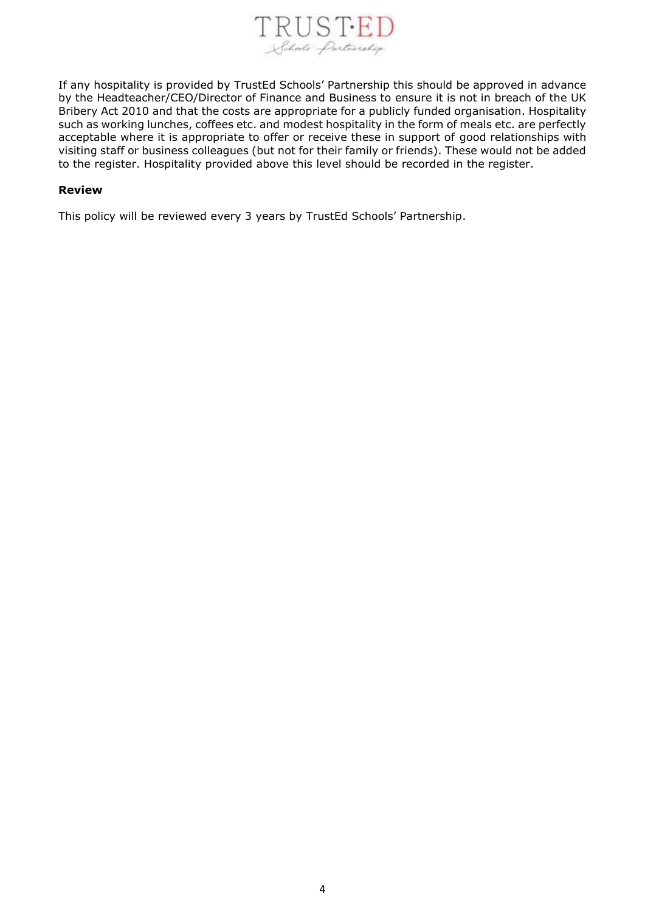If any hospitality is provided by TrustEd Schools' Partnership this should be approved in advance by the Headteacher/CEO/Director of Finance and Business to ensure it is not in breach of the UK Bribery Act 2010 and that the costs are appropriate for a publicly funded organisation. Hospitality such as working lunches, coffees etc. and modest hospitality in the form of meals etc. are perfectly acceptable where it is appropriate to offer or receive these in support of good relationships with visiting staff or business colleagues (but not for their family or friends). These would not be added to the register. Hospitality provided above this level should be recorded in the register.

**Review**

This policy will be reviewed every 3 years by TrustEd Schools' Partnership.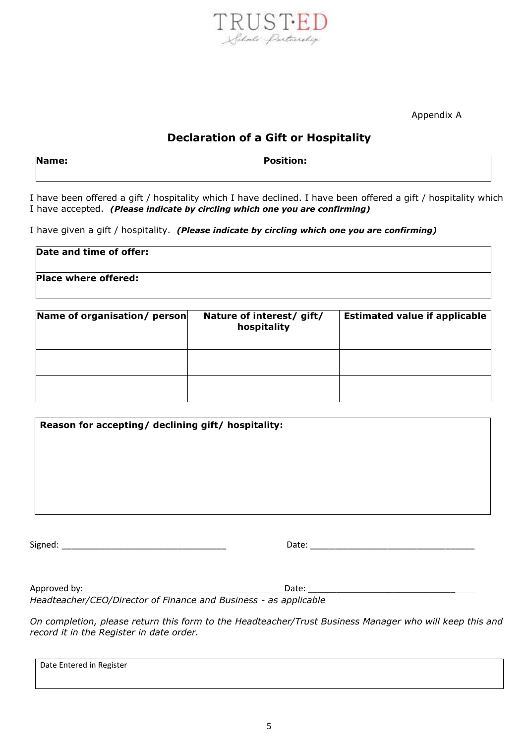TRUST·ED
Schools Partnership

Appendix A

## Declaration of a Gift or Hospitality

| **Name:** | **Position:** |
|---|---|
| | |

I have been offered a gift / hospitality which I have declined. I have been offered a gift / hospitality which I have accepted. ***(Please indicate by circling which one you are confirming)***

I have given a gift / hospitality. ***(Please indicate by circling which one you are confirming)***

| **Date and time of offer:** |
|---|
| **Place where offered:** |

| **Name of organisation/ person** | **Nature of interest/ gift/ hospitality** | **Estimated value if applicable** |
|---|---|---|
| | | |
| | | |

| **Reason for accepting/ declining gift/ hospitality:** |
|---|
| |

Signed: ________________________________ Date: ________________________________

Approved by:______________________________________Date: _________________________________

*Headteacher/CEO/Director of Finance and Business - as applicable*

*On completion, please return this form to the Headteacher/Trust Business Manager who will keep this and record it in the Register in date order.*

| Date Entered in Register |
|---|
| |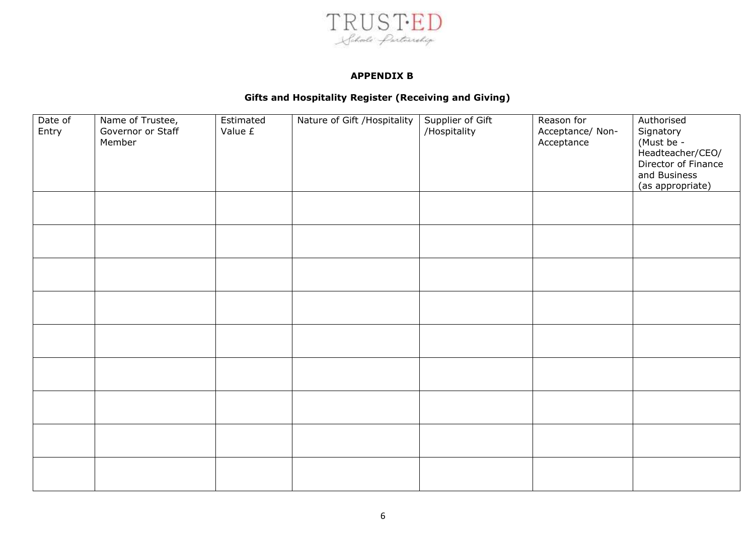TRUST·ED
Schools Partnership

**APPENDIX B**

**Gifts and Hospitality Register (Receiving and Giving)**

| Date of Entry | Name of Trustee, Governor or Staff Member | Estimated Value £ | Nature of Gift /Hospitality | Supplier of Gift /Hospitality | Reason for Acceptance/ Non-Acceptance | Authorised Signatory (Must be - Headteacher/CEO/ Director of Finance and Business (as appropriate) |
|---|---|---|---|---|---|---|
| | | | | | | |
| | | | | | | |
| | | | | | | |
| | | | | | | |
| | | | | | | |
| | | | | | | |
| | | | | | | |
| | | | | | | |
| | | | | | | |